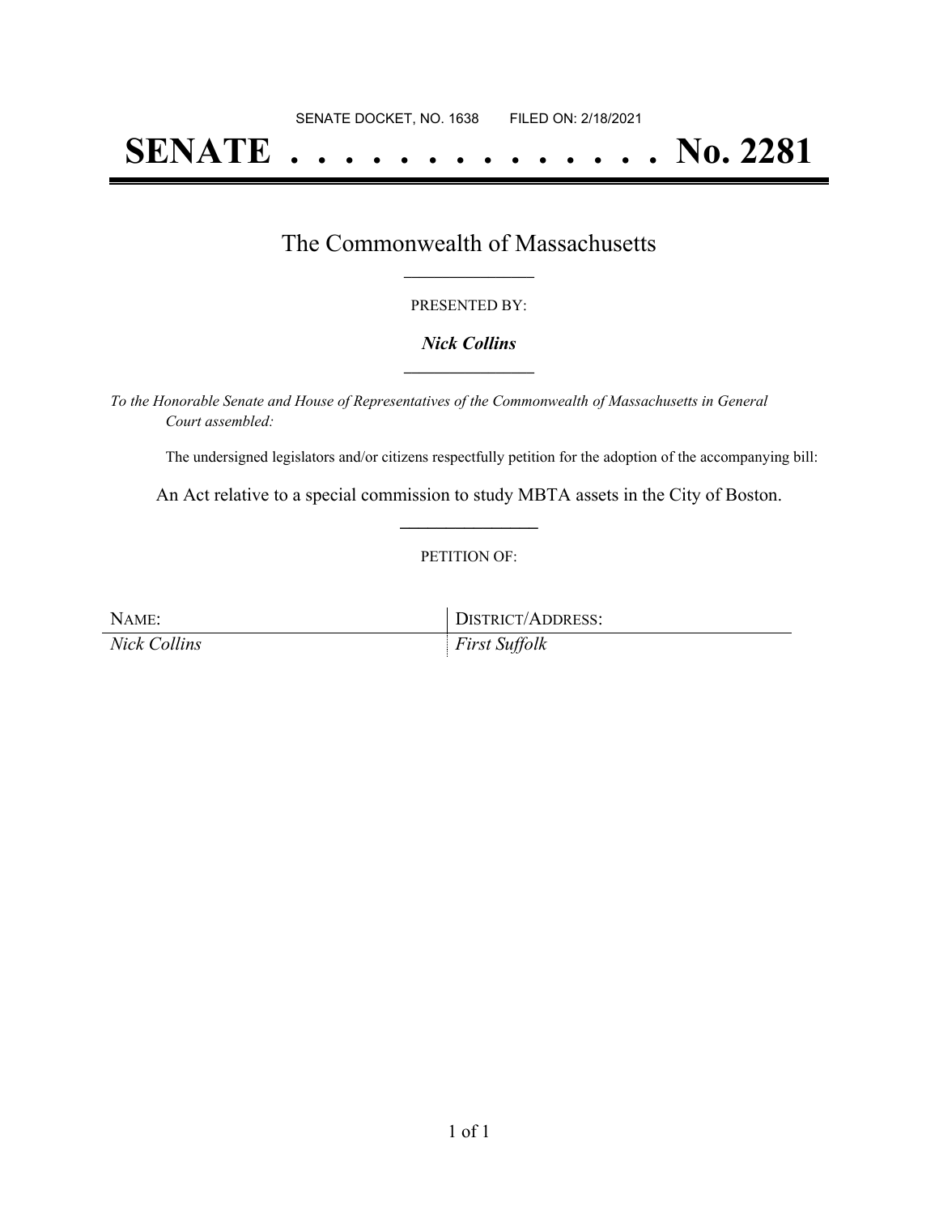SENATE DOCKET, NO. 1638        FILED ON: 2/18/2021

# SENATE . . . . . . . . . . . . . . No. 2281

## The Commonwealth of Massachusetts

PRESENTED BY:

***Nick Collins***

*To the Honorable Senate and House of Representatives of the Commonwealth of Massachusetts in General Court assembled:*

The undersigned legislators and/or citizens respectfully petition for the adoption of the accompanying bill:

An Act relative to a special commission to study MBTA assets in the City of Boston.

PETITION OF:

| NAME: | DISTRICT/ADDRESS: |
| --- | --- |
| *Nick Collins* | *First Suffolk* |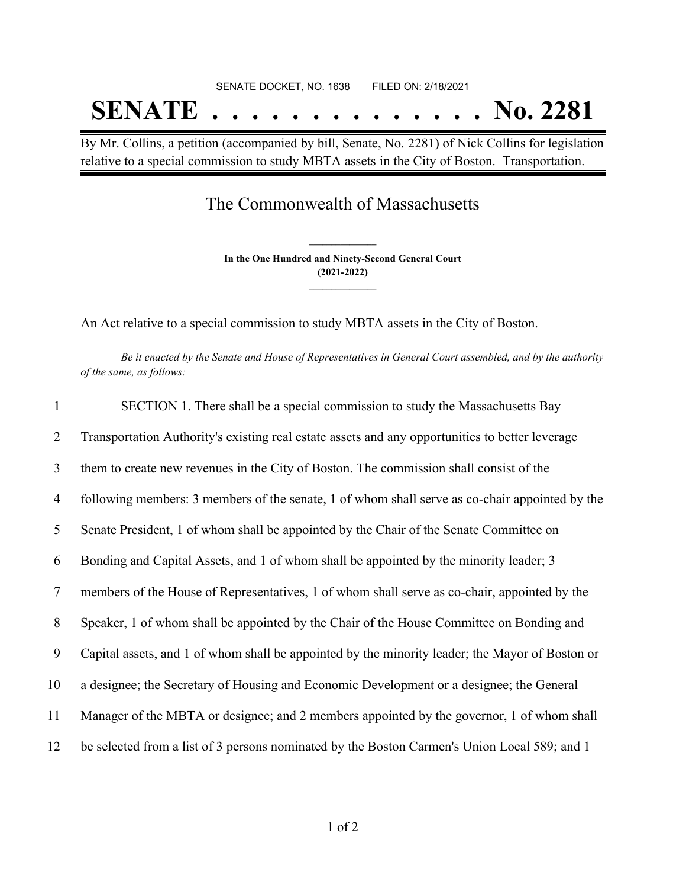SENATE DOCKET, NO. 1638 FILED ON: 2/18/2021

# SENATE . . . . . . . . . . . . . . No. 2281

By Mr. Collins, a petition (accompanied by bill, Senate, No. 2281) of Nick Collins for legislation relative to a special commission to study MBTA assets in the City of Boston. Transportation.

## The Commonwealth of Massachusetts

**In the One Hundred and Ninety-Second General Court**
**(2021-2022)**

An Act relative to a special commission to study MBTA assets in the City of Boston.

*Be it enacted by the Senate and House of Representatives in General Court assembled, and by the authority of the same, as follows:*

1 SECTION 1. There shall be a special commission to study the Massachusetts Bay
2 Transportation Authority's existing real estate assets and any opportunities to better leverage
3 them to create new revenues in the City of Boston. The commission shall consist of the
4 following members: 3 members of the senate, 1 of whom shall serve as co-chair appointed by the
5 Senate President, 1 of whom shall be appointed by the Chair of the Senate Committee on
6 Bonding and Capital Assets, and 1 of whom shall be appointed by the minority leader; 3
7 members of the House of Representatives, 1 of whom shall serve as co-chair, appointed by the
8 Speaker, 1 of whom shall be appointed by the Chair of the House Committee on Bonding and
9 Capital assets, and 1 of whom shall be appointed by the minority leader; the Mayor of Boston or
10 a designee; the Secretary of Housing and Economic Development or a designee; the General
11 Manager of the MBTA or designee; and 2 members appointed by the governor, 1 of whom shall
12 be selected from a list of 3 persons nominated by the Boston Carmen's Union Local 589; and 1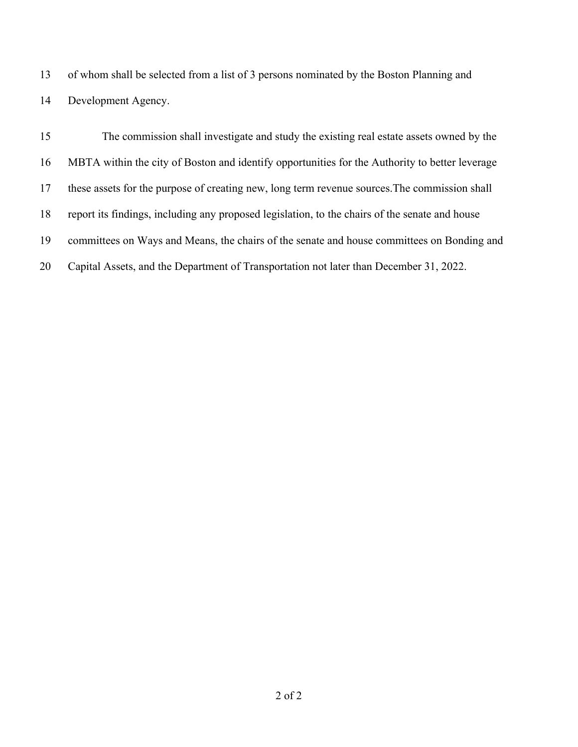of whom shall be selected from a list of 3 persons nominated by the Boston Planning and Development Agency.

The commission shall investigate and study the existing real estate assets owned by the MBTA within the city of Boston and identify opportunities for the Authority to better leverage these assets for the purpose of creating new, long term revenue sources.The commission shall report its findings, including any proposed legislation, to the chairs of the senate and house committees on Ways and Means, the chairs of the senate and house committees on Bonding and Capital Assets, and the Department of Transportation not later than December 31, 2022.